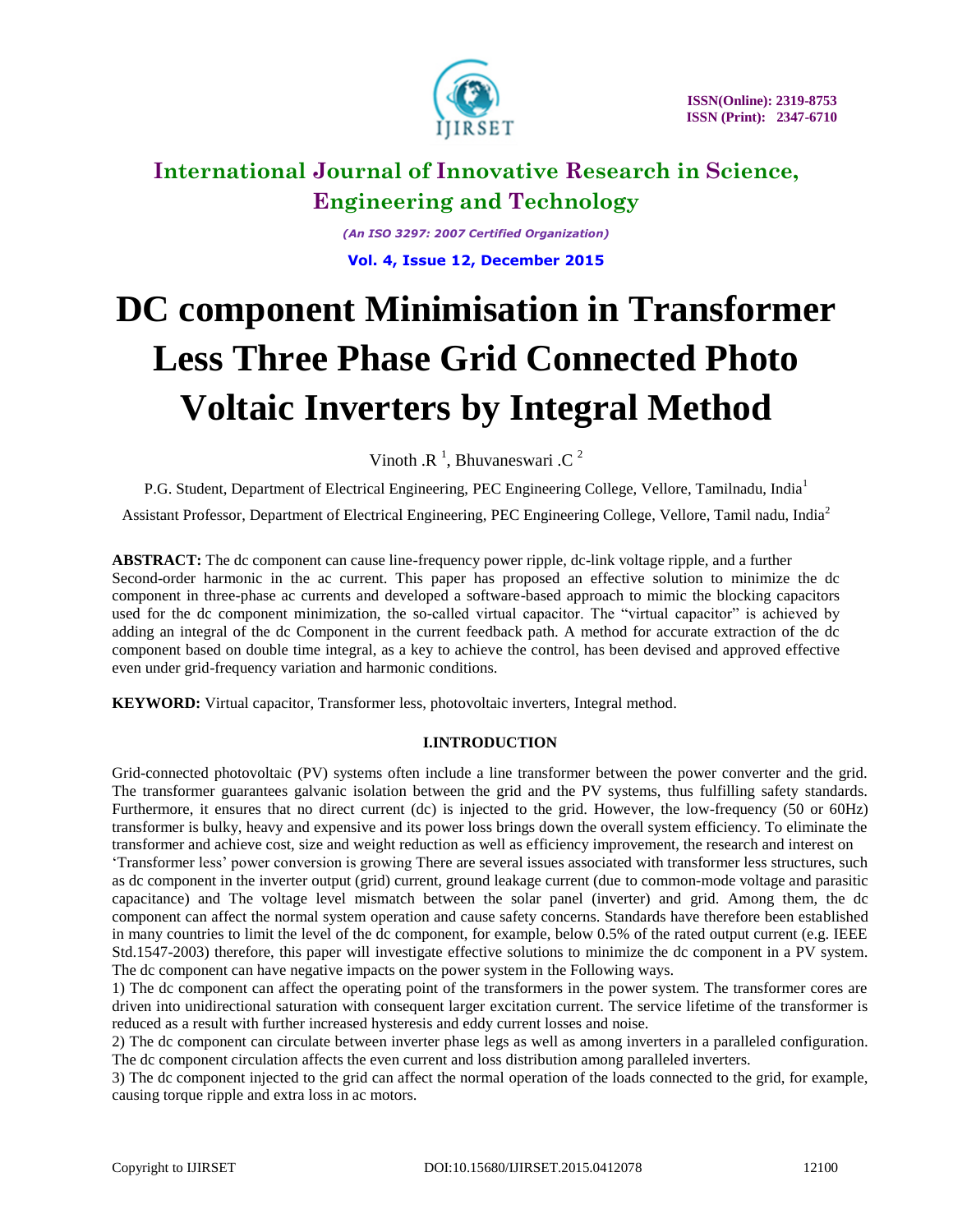# DC component Minimisation in Transformer Less Three Phase Grid Connected Photo Voltaic Inverters by Integral Method

Vinoth .R [1], Bhuvaneswari .C [2]

P.G. Student, Department of Electrical Engineering, PEC Engineering College, Vellore, Tamilnadu, India[1]

Assistant Professor, Department of Electrical Engineering, PEC Engineering College, Vellore, Tamil nadu, India[2]

**ABSTRACT:** The dc component can cause line-frequency power ripple, dc-link voltage ripple, and a further Second-order harmonic in the ac current. This paper has proposed an effective solution to minimize the dc component in three-phase ac currents and developed a software-based approach to mimic the blocking capacitors used for the dc component minimization, the so-called virtual capacitor. The "virtual capacitor" is achieved by adding an integral of the dc Component in the current feedback path. A method for accurate extraction of the dc component based on double time integral, as a key to achieve the control, has been devised and approved effective even under grid-frequency variation and harmonic conditions.

**KEYWORD:** Virtual capacitor, Transformer less, photovoltaic inverters, Integral method.

## I.INTRODUCTION

Grid-connected photovoltaic (PV) systems often include a line transformer between the power converter and the grid. The transformer guarantees galvanic isolation between the grid and the PV systems, thus fulfilling safety standards. Furthermore, it ensures that no direct current (dc) is injected to the grid. However, the low-frequency (50 or 60Hz) transformer is bulky, heavy and expensive and its power loss brings down the overall system efficiency. To eliminate the transformer and achieve cost, size and weight reduction as well as efficiency improvement, the research and interest on 'Transformer less' power conversion is growing There are several issues associated with transformer less structures, such as dc component in the inverter output (grid) current, ground leakage current (due to common-mode voltage and parasitic capacitance) and The voltage level mismatch between the solar panel (inverter) and grid. Among them, the dc component can affect the normal system operation and cause safety concerns. Standards have therefore been established in many countries to limit the level of the dc component, for example, below 0.5% of the rated output current (e.g. IEEE Std.1547-2003) therefore, this paper will investigate effective solutions to minimize the dc component in a PV system. The dc component can have negative impacts on the power system in the Following ways.

1) The dc component can affect the operating point of the transformers in the power system. The transformer cores are driven into unidirectional saturation with consequent larger excitation current. The service lifetime of the transformer is reduced as a result with further increased hysteresis and eddy current losses and noise.

2) The dc component can circulate between inverter phase legs as well as among inverters in a paralleled configuration. The dc component circulation affects the even current and loss distribution among paralleled inverters.

3) The dc component injected to the grid can affect the normal operation of the loads connected to the grid, for example, causing torque ripple and extra loss in ac motors.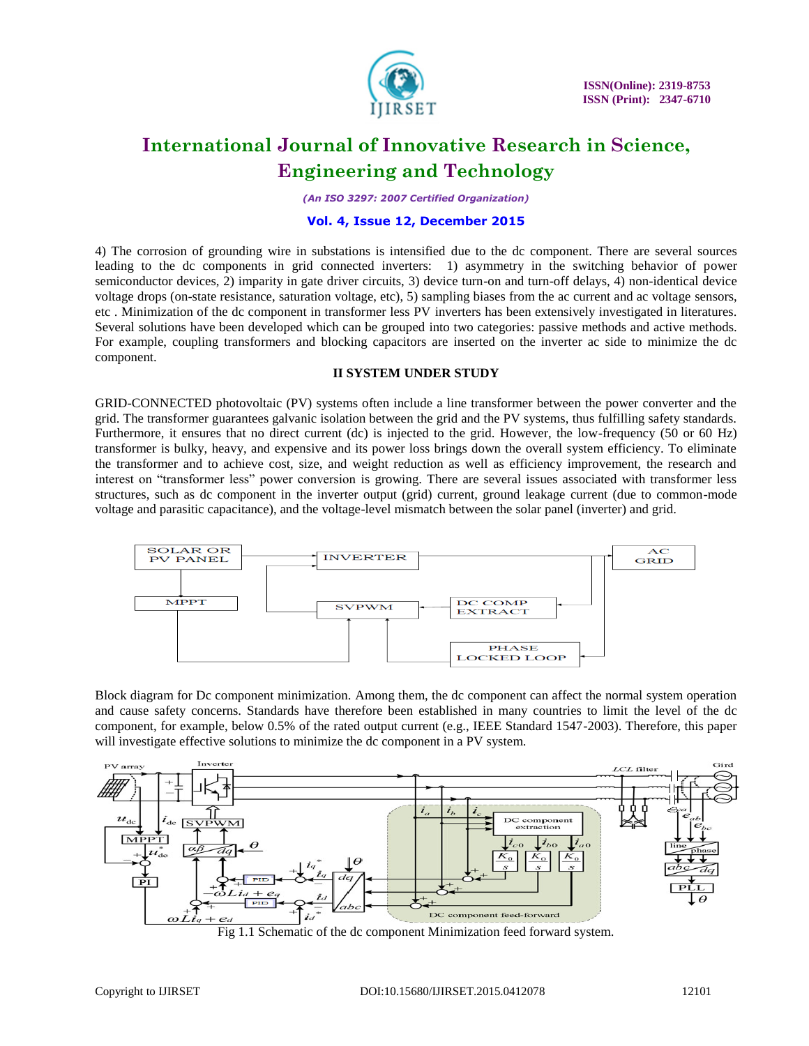4) The corrosion of grounding wire in substations is intensified due to the dc component. There are several sources leading to the dc components in grid connected inverters: 1) asymmetry in the switching behavior of power semiconductor devices, 2) imparity in gate driver circuits, 3) device turn-on and turn-off delays, 4) non-identical device voltage drops (on-state resistance, saturation voltage, etc), 5) sampling biases from the ac current and ac voltage sensors, etc . Minimization of the dc component in transformer less PV inverters has been extensively investigated in literatures. Several solutions have been developed which can be grouped into two categories: passive methods and active methods. For example, coupling transformers and blocking capacitors are inserted on the inverter ac side to minimize the dc component.

## II SYSTEM UNDER STUDY

GRID-CONNECTED photovoltaic (PV) systems often include a line transformer between the power converter and the grid. The transformer guarantees galvanic isolation between the grid and the PV systems, thus fulfilling safety standards. Furthermore, it ensures that no direct current (dc) is injected to the grid. However, the low-frequency (50 or 60 Hz) transformer is bulky, heavy, and expensive and its power loss brings down the overall system efficiency. To eliminate the transformer and to achieve cost, size, and weight reduction as well as efficiency improvement, the research and interest on "transformer less" power conversion is growing. There are several issues associated with transformer less structures, such as dc component in the inverter output (grid) current, ground leakage current (due to common-mode voltage and parasitic capacitance), and the voltage-level mismatch between the solar panel (inverter) and grid.

Block diagram for Dc component minimization. Among them, the dc component can affect the normal system operation and cause safety concerns. Standards have therefore been established in many countries to limit the level of the dc component, for example, below 0.5% of the rated output current (e.g., IEEE Standard 1547-2003). Therefore, this paper will investigate effective solutions to minimize the dc component in a PV system.

Fig 1.1 Schematic of the dc component Minimization feed forward system.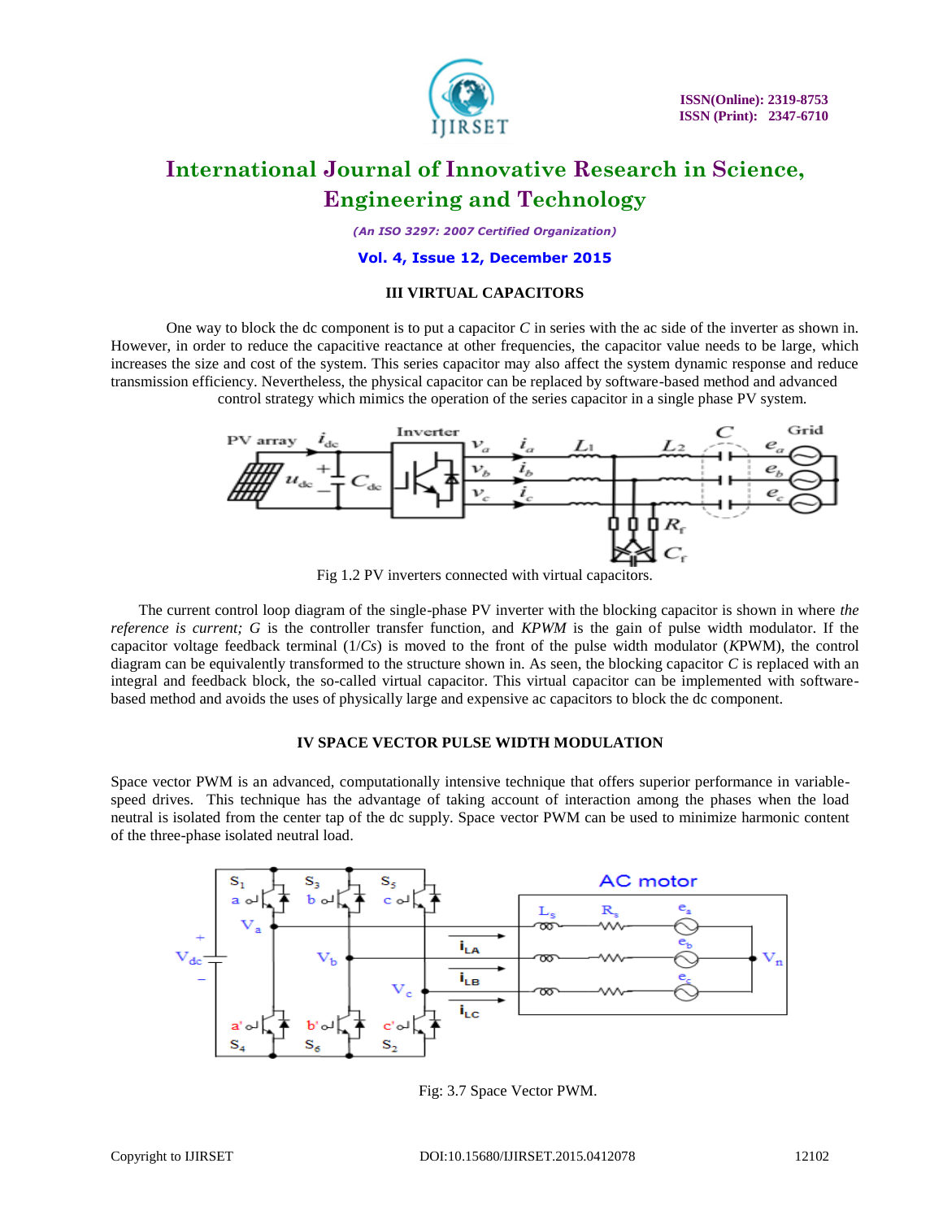### III VIRTUAL CAPACITORS

One way to block the dc component is to put a capacitor *C* in series with the ac side of the inverter as shown in. However, in order to reduce the capacitive reactance at other frequencies, the capacitor value needs to be large, which increases the size and cost of the system. This series capacitor may also affect the system dynamic response and reduce transmission efficiency. Nevertheless, the physical capacitor can be replaced by software-based method and advanced control strategy which mimics the operation of the series capacitor in a single phase PV system.

Fig 1.2 PV inverters connected with virtual capacitors.

The current control loop diagram of the single-phase PV inverter with the blocking capacitor is shown in where *the reference is current; G* is the controller transfer function, and *KPWM* is the gain of pulse width modulator. If the capacitor voltage feedback terminal ($1/Cs$) is moved to the front of the pulse width modulator (*K*PWM), the control diagram can be equivalently transformed to the structure shown in. As seen, the blocking capacitor *C* is replaced with an integral and feedback block, the so-called virtual capacitor. This virtual capacitor can be implemented with software-based method and avoids the uses of physically large and expensive ac capacitors to block the dc component.

### IV SPACE VECTOR PULSE WIDTH MODULATION

Space vector PWM is an advanced, computationally intensive technique that offers superior performance in variable-speed drives. This technique has the advantage of taking account of interaction among the phases when the load neutral is isolated from the center tap of the dc supply. Space vector PWM can be used to minimize harmonic content of the three-phase isolated neutral load.

Fig: 3.7 Space Vector PWM.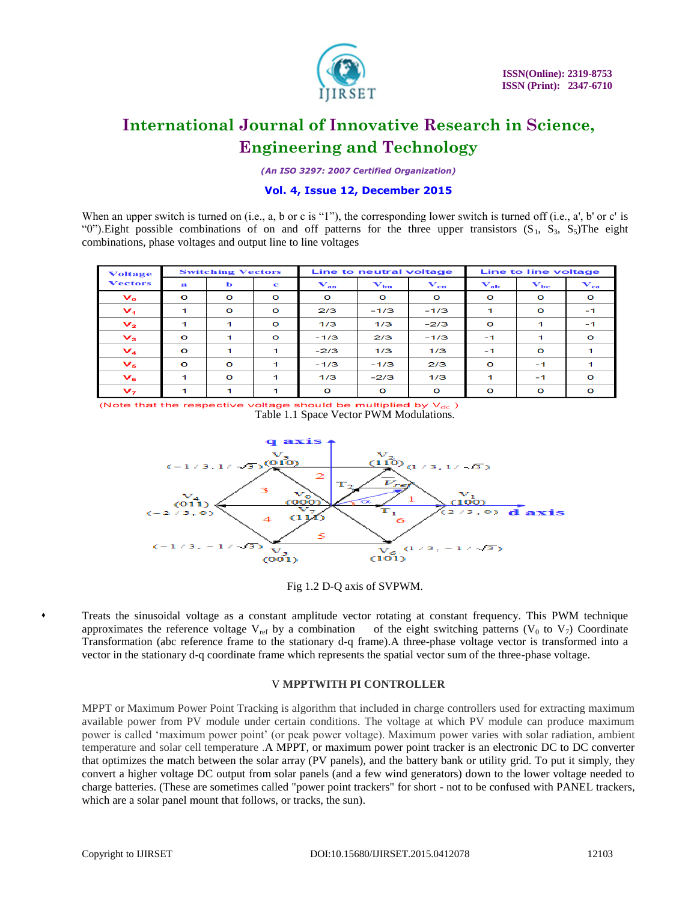When an upper switch is turned on (i.e., a, b or c is "1"), the corresponding lower switch is turned off (i.e., a', b' or c' is "0").Eight possible combinations of on and off patterns for the three upper transistors ($S_1$, $S_3$, $S_5$)The eight combinations, phase voltages and output line to line voltages

| Voltage Vectors | Switching Vectors | | | Line to neutral voltage | | | Line to line voltage | | |
|---|---|---|---|---|---|---|---|---|---|
| | a | b | c | $V_{an}$ | $V_{bn}$ | $V_{cn}$ | $V_{ab}$ | $V_{bc}$ | $V_{ca}$ |
| $V_0$ | 0 | 0 | 0 | 0 | 0 | 0 | 0 | 0 | 0 |
| $V_1$ | 1 | 0 | 0 | 2/3 | -1/3 | -1/3 | 1 | 0 | -1 |
| $V_2$ | 1 | 1 | 0 | 1/3 | 1/3 | -2/3 | 0 | 1 | -1 |
| $V_3$ | 0 | 1 | 0 | -1/3 | 2/3 | -1/3 | -1 | 1 | 0 |
| $V_4$ | 0 | 1 | 1 | -2/3 | 1/3 | 1/3 | -1 | 0 | 1 |
| $V_5$ | 0 | 0 | 1 | -1/3 | -1/3 | 2/3 | 0 | -1 | 1 |
| $V_6$ | 1 | 0 | 1 | 1/3 | -2/3 | 1/3 | 1 | -1 | 0 |
| $V_7$ | 1 | 1 | 1 | 0 | 0 | 0 | 0 | 0 | 0 |

(Note that the respective voltage should be multiplied by $V_{dc}$ )

Table 1.1 Space Vector PWM Modulations.

Fig 1.2 D-Q axis of SVPWM.

- Treats the sinusoidal voltage as a constant amplitude vector rotating at constant frequency. This PWM technique approximates the reference voltage $V_{ref}$ by a combination of the eight switching patterns ($V_0$ to $V_7$) Coordinate Transformation (abc reference frame to the stationary d-q frame).A three-phase voltage vector is transformed into a vector in the stationary d-q coordinate frame which represents the spatial vector sum of the three-phase voltage.

### V MPPTWITH PI CONTROLLER

MPPT or Maximum Power Point Tracking is algorithm that included in charge controllers used for extracting maximum available power from PV module under certain conditions. The voltage at which PV module can produce maximum power is called 'maximum power point' (or peak power voltage). Maximum power varies with solar radiation, ambient temperature and solar cell temperature .A MPPT, or maximum power point tracker is an electronic DC to DC converter that optimizes the match between the solar array (PV panels), and the battery bank or utility grid. To put it simply, they convert a higher voltage DC output from solar panels (and a few wind generators) down to the lower voltage needed to charge batteries. (These are sometimes called "power point trackers" for short - not to be confused with PANEL trackers, which are a solar panel mount that follows, or tracks, the sun).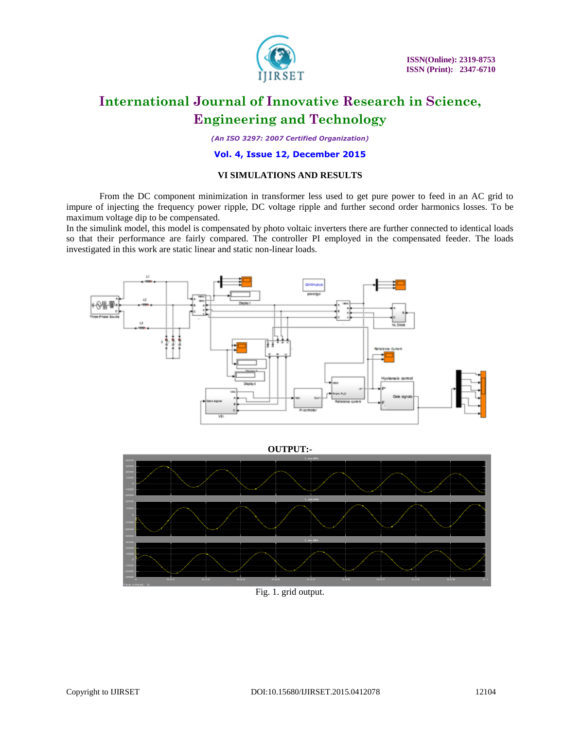### VI SIMULATIONS AND RESULTS

From the DC component minimization in transformer less used to get pure power to feed in an AC grid to impure of injecting the frequency power ripple, DC voltage ripple and further second order harmonics losses. To be maximum voltage dip to be compensated.

In the simulink model, this model is compensated by photo voltaic inverters there are further connected to identical loads so that their performance are fairly compared. The controller PI employed in the compensated feeder. The loads investigated in this work are static linear and static non-linear loads.

**OUTPUT:-**

Fig. 1. grid output.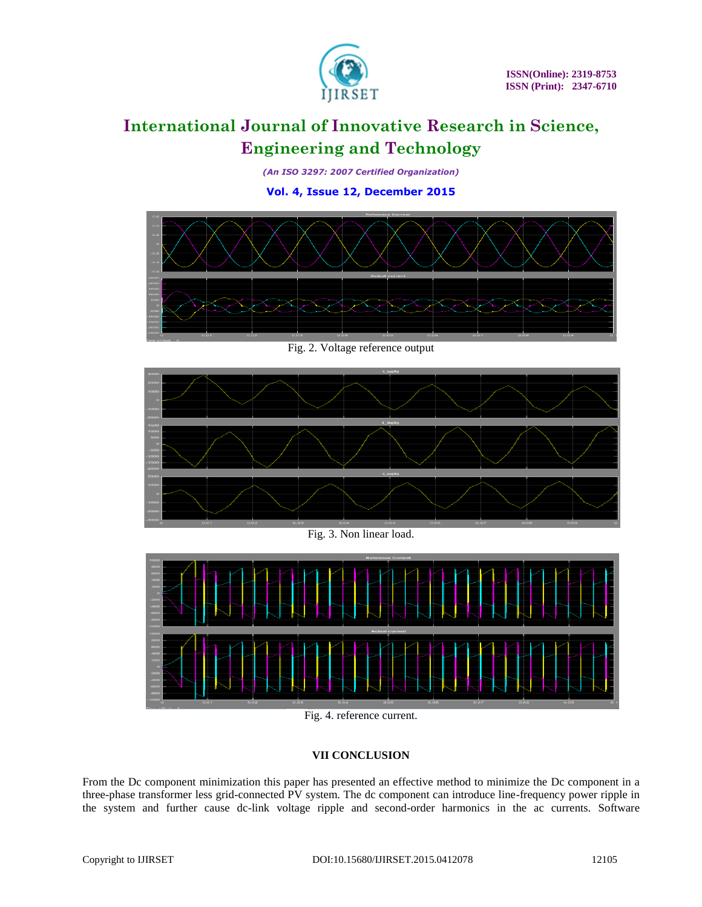Fig. 2. Voltage reference output

Fig. 3. Non linear load.

Fig. 4. reference current.

## VII CONCLUSION

From the Dc component minimization this paper has presented an effective method to minimize the Dc component in a three-phase transformer less grid-connected PV system. The dc component can introduce line-frequency power ripple in the system and further cause dc-link voltage ripple and second-order harmonics in the ac currents. Software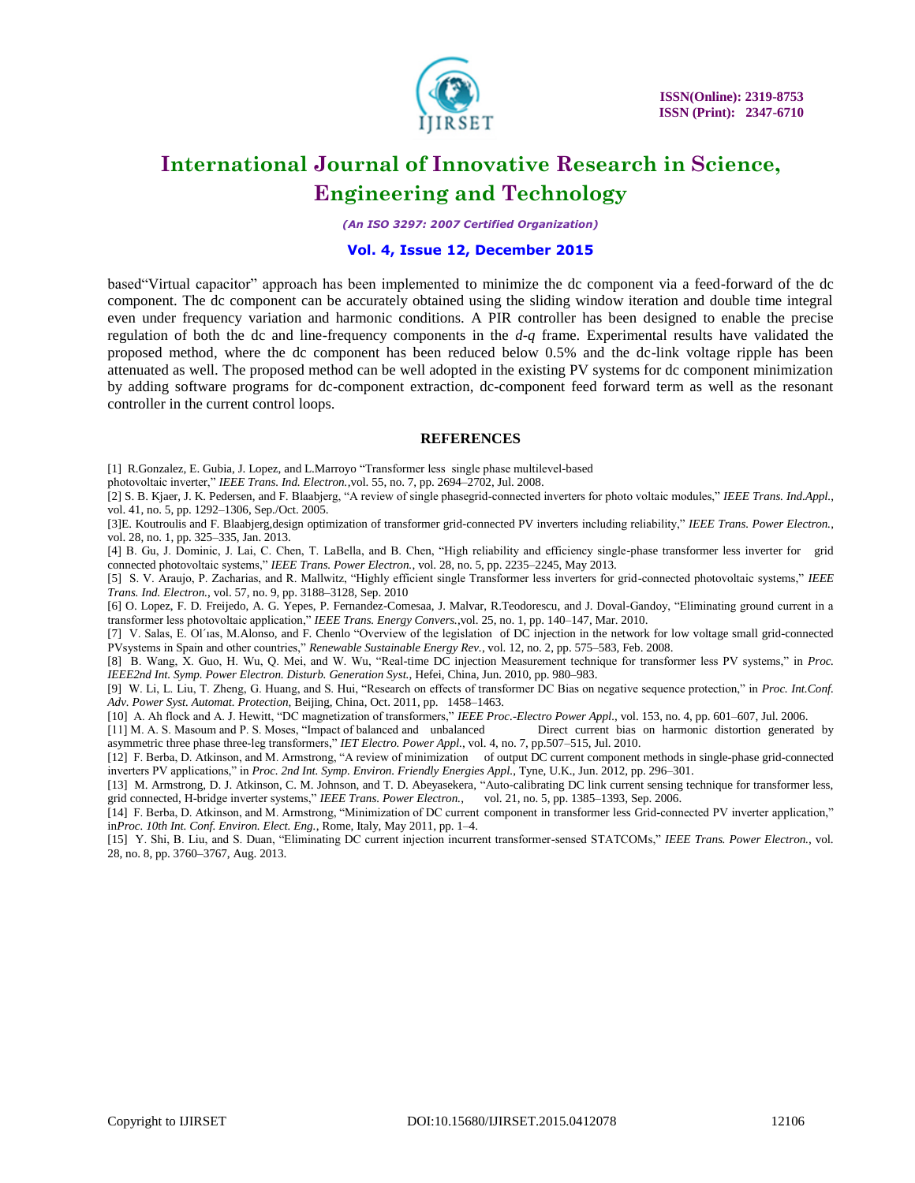based"Virtual capacitor" approach has been implemented to minimize the dc component via a feed-forward of the dc component. The dc component can be accurately obtained using the sliding window iteration and double time integral even under frequency variation and harmonic conditions. A PIR controller has been designed to enable the precise regulation of both the dc and line-frequency components in the *d-q* frame. Experimental results have validated the proposed method, where the dc component has been reduced below 0.5% and the dc-link voltage ripple has been attenuated as well. The proposed method can be well adopted in the existing PV systems for dc component minimization by adding software programs for dc-component extraction, dc-component feed forward term as well as the resonant controller in the current control loops.

## REFERENCES

[1] R.Gonzalez, E. Gubia, J. Lopez, and L.Marroyo "Transformer less single phase multilevel-based photovoltaic inverter," *IEEE Trans. Ind. Electron.*,vol. 55, no. 7, pp. 2694–2702, Jul. 2008.

[2] S. B. Kjaer, J. K. Pedersen, and F. Blaabjerg, "A review of single phasegrid-connected inverters for photo voltaic modules," *IEEE Trans. Ind.Appl.*, vol. 41, no. 5, pp. 1292–1306, Sep./Oct. 2005.

[3]E. Koutroulis and F. Blaabjerg,design optimization of transformer grid-connected PV inverters including reliability," *IEEE Trans. Power Electron.*, vol. 28, no. 1, pp. 325–335, Jan. 2013.

[4] B. Gu, J. Dominic, J. Lai, C. Chen, T. LaBella, and B. Chen, "High reliability and efficiency single-phase transformer less inverter for grid connected photovoltaic systems," *IEEE Trans. Power Electron.*, vol. 28, no. 5, pp. 2235–2245, May 2013.

[5] S. V. Araujo, P. Zacharias, and R. Mallwitz, "Highly efficient single Transformer less inverters for grid-connected photovoltaic systems," *IEEE Trans. Ind. Electron.*, vol. 57, no. 9, pp. 3188–3128, Sep. 2010

[6] O. Lopez, F. D. Freijedo, A. G. Yepes, P. Fernandez-Comesaa, J. Malvar, R.Teodorescu, and J. Doval-Gandoy, "Eliminating ground current in a transformer less photovoltaic application," *IEEE Trans. Energy Convers.*,vol. 25, no. 1, pp. 140–147, Mar. 2010.

[7] V. Salas, E. Ol´ıas, M.Alonso, and F. Chenlo "Overview of the legislation of DC injection in the network for low voltage small grid-connected PVsystems in Spain and other countries," *Renewable Sustainable Energy Rev.*, vol. 12, no. 2, pp. 575–583, Feb. 2008.

[8] B. Wang, X. Guo, H. Wu, Q. Mei, and W. Wu, "Real-time DC injection Measurement technique for transformer less PV systems," in *Proc. IEEE2nd Int. Symp. Power Electron. Disturb. Generation Syst.*, Hefei, China, Jun. 2010, pp. 980–983.

[9] W. Li, L. Liu, T. Zheng, G. Huang, and S. Hui, "Research on effects of transformer DC Bias on negative sequence protection," in *Proc. Int.Conf. Adv. Power Syst. Automat. Protection*, Beijing, China, Oct. 2011, pp. 1458–1463.

[10] A. Ah flock and A. J. Hewitt, "DC magnetization of transformers," *IEE Proc.-Electro Power Appl.*, vol. 153, no. 4, pp. 601–607, Jul. 2006.

[11] M. A. S. Masoum and P. S. Moses, "Impact of balanced and unbalanced Direct current bias on harmonic distortion generated by asymmetric three phase three-leg transformers," *IET Electro. Power Appl.*, vol. 4, no. 7, pp.507–515, Jul. 2010.

[12] F. Berba, D. Atkinson, and M. Armstrong, "A review of minimization of output DC current component methods in single-phase grid-connected inverters PV applications," in *Proc. 2nd Int. Symp. Environ. Friendly Energies Appl.*, Tyne, U.K., Jun. 2012, pp. 296–301.

[13] M. Armstrong, D. J. Atkinson, C. M. Johnson, and T. D. Abeyasekera, "Auto-calibrating DC link current sensing technique for transformer less, grid connected, H-bridge inverter systems," *IEEE Trans. Power Electron.*, vol. 21, no. 5, pp. 1385–1393, Sep. 2006.

[14] F. Berba, D. Atkinson, and M. Armstrong, "Minimization of DC current component in transformer less Grid-connected PV inverter application," in*Proc. 10th Int. Conf. Environ. Elect. Eng.*, Rome, Italy, May 2011, pp. 1–4.

[15] Y. Shi, B. Liu, and S. Duan, "Eliminating DC current injection incurrent transformer-sensed STATCOMs," *IEEE Trans. Power Electron.*, vol. 28, no. 8, pp. 3760–3767, Aug. 2013.